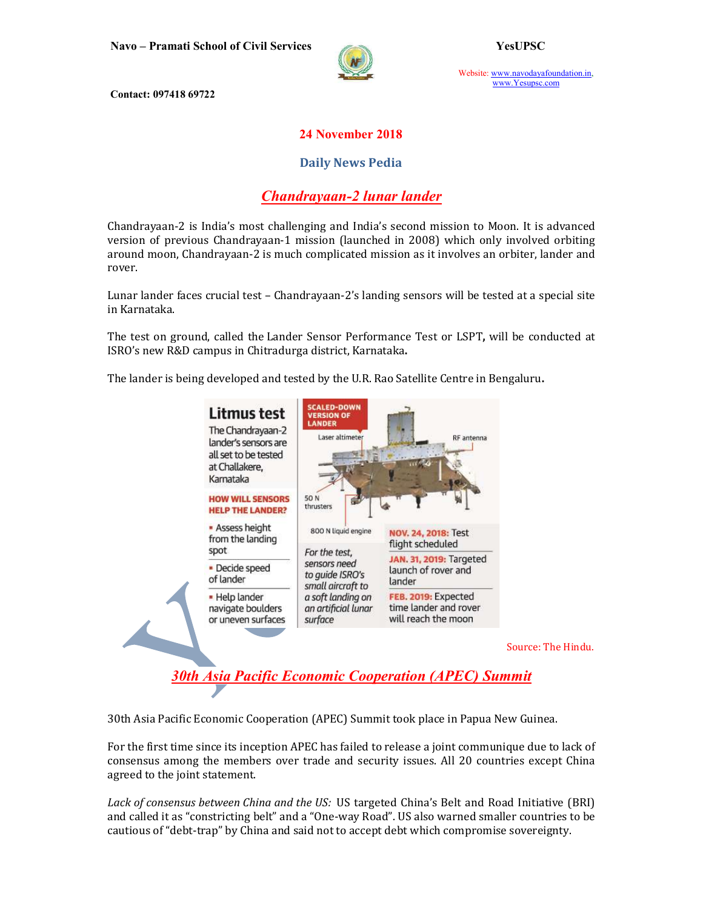# 24 November 2018

## Daily News Pedia

### Chandrayaan-2 lunar lander

Chandrayaan-2 is India's most challenging and India's second mission to Moon. It is advanced version of previous Chandrayaan-1 mission (launched in 2008) which only involved orbiting around moon, Chandrayaan-2 is much complicated mission as it involves an orbiter, lander and rover.

Lunar lander faces crucial test – Chandrayaan-2's landing sensors will be tested at a special site in Karnataka.

The test on ground, called the Lander Sensor Performance Test or LSPT**,** will be conducted at ISRO's new R&D campus in Chitradurga district, Karnataka**.**

The lander is being developed and tested by the U.R. Rao Satellite Centre in Bengaluru**.**

**Litmus test**

The Chandrayaan-2 lander's sensors are all set to be tested at Challakere, Karnataka

**HOW WILL SENSORS HELP THE LANDER?**

- Assess height from the landing spot
- Decide speed of lander
- Help lander navigate boulders or uneven surfaces

**SCALED-DOWN VERSION OF LANDER**

Laser altimeter; RF antenna; 50 N thrusters; 800 N liquid engine

*For the test, sensors need to guide ISRO's small aircraft to a soft landing on an artificial lunar surface*

**NOV. 24, 2018:** Test flight scheduled

**JAN. 31, 2019:** Targeted launch of rover and lander

**FEB. 2019:** Expected time lander and rover will reach the moon

Source: The Hindu.

### 30th Asia Pacific Economic Cooperation (APEC) Summit

30th Asia Pacific Economic Cooperation (APEC) Summit took place in Papua New Guinea.

For the first time since its inception APEC has failed to release a joint communique due to lack of consensus among the members over trade and security issues. All 20 countries except China agreed to the joint statement.

*Lack of consensus between China and the US:* US targeted China's Belt and Road Initiative (BRI) and called it as "constricting belt" and a "One-way Road". US also warned smaller countries to be cautious of "debt-trap" by China and said not to accept debt which compromise sovereignty.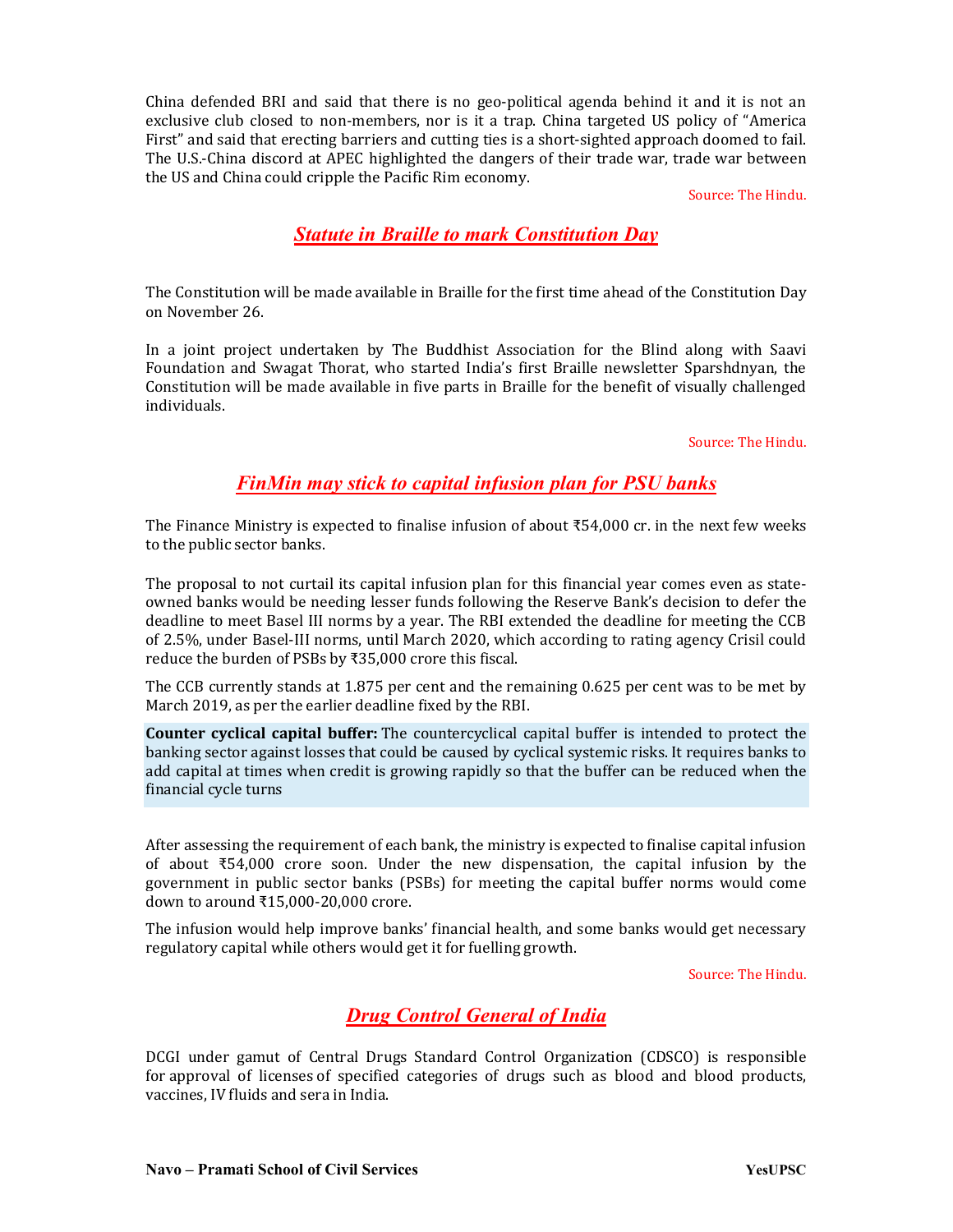China defended BRI and said that there is no geo-political agenda behind it and it is not an exclusive club closed to non-members, nor is it a trap. China targeted US policy of "America First" and said that erecting barriers and cutting ties is a short-sighted approach doomed to fail. The U.S.-China discord at APEC highlighted the dangers of their trade war, trade war between the US and China could cripple the Pacific Rim economy.

Source: The Hindu.

## *Statute in Braille to mark Constitution Day*

The Constitution will be made available in Braille for the first time ahead of the Constitution Day on November 26.

In a joint project undertaken by The Buddhist Association for the Blind along with Saavi Foundation and Swagat Thorat, who started India's first Braille newsletter Sparshdnyan, the Constitution will be made available in five parts in Braille for the benefit of visually challenged individuals.

Source: The Hindu.

## *FinMin may stick to capital infusion plan for PSU banks*

The Finance Ministry is expected to finalise infusion of about ₹54,000 cr. in the next few weeks to the public sector banks.

The proposal to not curtail its capital infusion plan for this financial year comes even as state-owned banks would be needing lesser funds following the Reserve Bank's decision to defer the deadline to meet Basel III norms by a year. The RBI extended the deadline for meeting the CCB of 2.5%, under Basel-III norms, until March 2020, which according to rating agency Crisil could reduce the burden of PSBs by ₹35,000 crore this fiscal.

The CCB currently stands at 1.875 per cent and the remaining 0.625 per cent was to be met by March 2019, as per the earlier deadline fixed by the RBI.

**Counter cyclical capital buffer:** The countercyclical capital buffer is intended to protect the banking sector against losses that could be caused by cyclical systemic risks. It requires banks to add capital at times when credit is growing rapidly so that the buffer can be reduced when the financial cycle turns

After assessing the requirement of each bank, the ministry is expected to finalise capital infusion of about ₹54,000 crore soon. Under the new dispensation, the capital infusion by the government in public sector banks (PSBs) for meeting the capital buffer norms would come down to around ₹15,000-20,000 crore.

The infusion would help improve banks' financial health, and some banks would get necessary regulatory capital while others would get it for fuelling growth.

Source: The Hindu.

## *Drug Control General of India*

DCGI under gamut of Central Drugs Standard Control Organization (CDSCO) is responsible for approval of licenses of specified categories of drugs such as blood and blood products, vaccines, IV fluids and sera in India.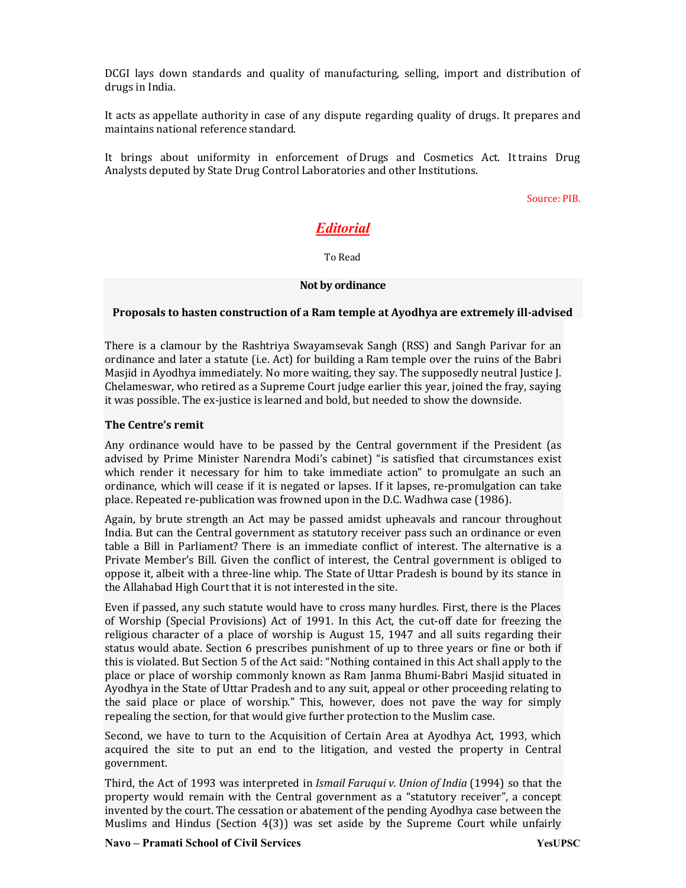DCGI lays down standards and quality of manufacturing, selling, import and distribution of drugs in India.

It acts as appellate authority in case of any dispute regarding quality of drugs. It prepares and maintains national reference standard.

It brings about uniformity in enforcement of Drugs and Cosmetics Act. It trains Drug Analysts deputed by State Drug Control Laboratories and other Institutions.

Source: PIB.

## *Editorial*

To Read

### Not by ordinance

**Proposals to hasten construction of a Ram temple at Ayodhya are extremely ill-advised**

There is a clamour by the Rashtriya Swayamsevak Sangh (RSS) and Sangh Parivar for an ordinance and later a statute (i.e. Act) for building a Ram temple over the ruins of the Babri Masjid in Ayodhya immediately. No more waiting, they say. The supposedly neutral Justice J. Chelameswar, who retired as a Supreme Court judge earlier this year, joined the fray, saying it was possible. The ex-justice is learned and bold, but needed to show the downside.

**The Centre's remit**

Any ordinance would have to be passed by the Central government if the President (as advised by Prime Minister Narendra Modi's cabinet) "is satisfied that circumstances exist which render it necessary for him to take immediate action" to promulgate an such an ordinance, which will cease if it is negated or lapses. If it lapses, re-promulgation can take place. Repeated re-publication was frowned upon in the D.C. Wadhwa case (1986).

Again, by brute strength an Act may be passed amidst upheavals and rancour throughout India. But can the Central government as statutory receiver pass such an ordinance or even table a Bill in Parliament? There is an immediate conflict of interest. The alternative is a Private Member's Bill. Given the conflict of interest, the Central government is obliged to oppose it, albeit with a three-line whip. The State of Uttar Pradesh is bound by its stance in the Allahabad High Court that it is not interested in the site.

Even if passed, any such statute would have to cross many hurdles. First, there is the Places of Worship (Special Provisions) Act of 1991. In this Act, the cut-off date for freezing the religious character of a place of worship is August 15, 1947 and all suits regarding their status would abate. Section 6 prescribes punishment of up to three years or fine or both if this is violated. But Section 5 of the Act said: "Nothing contained in this Act shall apply to the place or place of worship commonly known as Ram Janma Bhumi-Babri Masjid situated in Ayodhya in the State of Uttar Pradesh and to any suit, appeal or other proceeding relating to the said place or place of worship." This, however, does not pave the way for simply repealing the section, for that would give further protection to the Muslim case.

Second, we have to turn to the Acquisition of Certain Area at Ayodhya Act, 1993, which acquired the site to put an end to the litigation, and vested the property in Central government.

Third, the Act of 1993 was interpreted in *Ismail Faruqui v. Union of India* (1994) so that the property would remain with the Central government as a "statutory receiver", a concept invented by the court. The cessation or abatement of the pending Ayodhya case between the Muslims and Hindus (Section 4(3)) was set aside by the Supreme Court while unfairly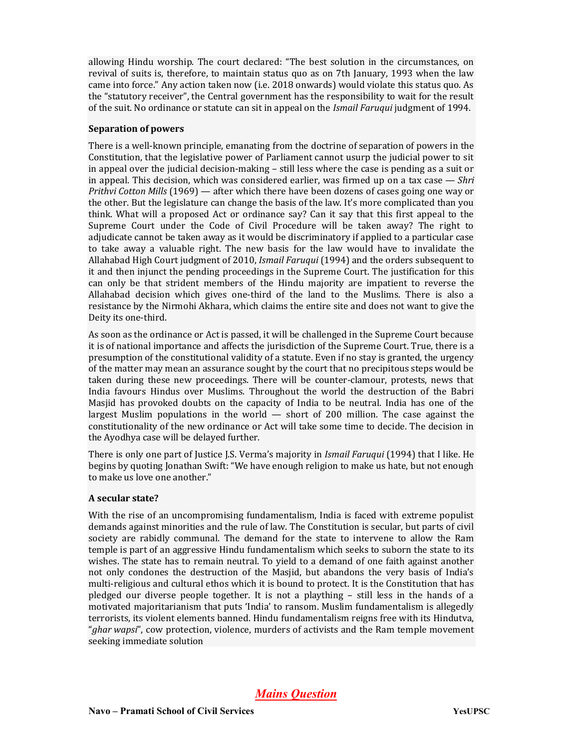allowing Hindu worship. The court declared: "The best solution in the circumstances, on revival of suits is, therefore, to maintain status quo as on 7th January, 1993 when the law came into force." Any action taken now (i.e. 2018 onwards) would violate this status quo. As the "statutory receiver", the Central government has the responsibility to wait for the result of the suit. No ordinance or statute can sit in appeal on the *Ismail Faruqui* judgment of 1994.

**Separation of powers**

There is a well-known principle, emanating from the doctrine of separation of powers in the Constitution, that the legislative power of Parliament cannot usurp the judicial power to sit in appeal over the judicial decision-making – still less where the case is pending as a suit or in appeal. This decision, which was considered earlier, was firmed up on a tax case — *Shri Prithvi Cotton Mills* (1969) — after which there have been dozens of cases going one way or the other. But the legislature can change the basis of the law. It's more complicated than you think. What will a proposed Act or ordinance say? Can it say that this first appeal to the Supreme Court under the Code of Civil Procedure will be taken away? The right to adjudicate cannot be taken away as it would be discriminatory if applied to a particular case to take away a valuable right. The new basis for the law would have to invalidate the Allahabad High Court judgment of 2010, *Ismail Faruqui* (1994) and the orders subsequent to it and then injunct the pending proceedings in the Supreme Court. The justification for this can only be that strident members of the Hindu majority are impatient to reverse the Allahabad decision which gives one-third of the land to the Muslims. There is also a resistance by the Nirmohi Akhara, which claims the entire site and does not want to give the Deity its one-third.

As soon as the ordinance or Act is passed, it will be challenged in the Supreme Court because it is of national importance and affects the jurisdiction of the Supreme Court. True, there is a presumption of the constitutional validity of a statute. Even if no stay is granted, the urgency of the matter may mean an assurance sought by the court that no precipitous steps would be taken during these new proceedings. There will be counter-clamour, protests, news that India favours Hindus over Muslims. Throughout the world the destruction of the Babri Masjid has provoked doubts on the capacity of India to be neutral. India has one of the largest Muslim populations in the world — short of 200 million. The case against the constitutionality of the new ordinance or Act will take some time to decide. The decision in the Ayodhya case will be delayed further.

There is only one part of Justice J.S. Verma's majority in *Ismail Faruqui* (1994) that I like. He begins by quoting Jonathan Swift: "We have enough religion to make us hate, but not enough to make us love one another."

**A secular state?**

With the rise of an uncompromising fundamentalism, India is faced with extreme populist demands against minorities and the rule of law. The Constitution is secular, but parts of civil society are rabidly communal. The demand for the state to intervene to allow the Ram temple is part of an aggressive Hindu fundamentalism which seeks to suborn the state to its wishes. The state has to remain neutral. To yield to a demand of one faith against another not only condones the destruction of the Masjid, but abandons the very basis of India's multi-religious and cultural ethos which it is bound to protect. It is the Constitution that has pledged our diverse people together. It is not a plaything – still less in the hands of a motivated majoritarianism that puts 'India' to ransom. Muslim fundamentalism is allegedly terrorists, its violent elements banned. Hindu fundamentalism reigns free with its Hindutva, "*ghar wapsi*", cow protection, violence, murders of activists and the Ram temple movement seeking immediate solution

## *Mains Question*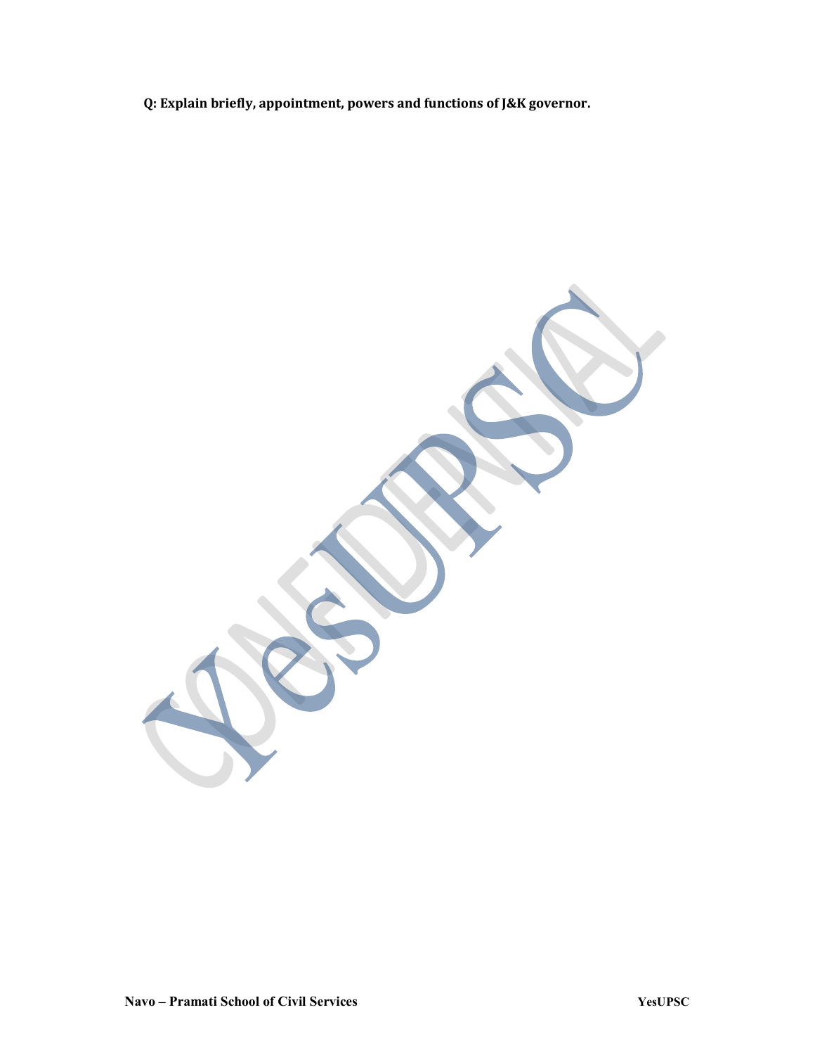**Q: Explain briefly, appointment, powers and functions of J&K governor.**